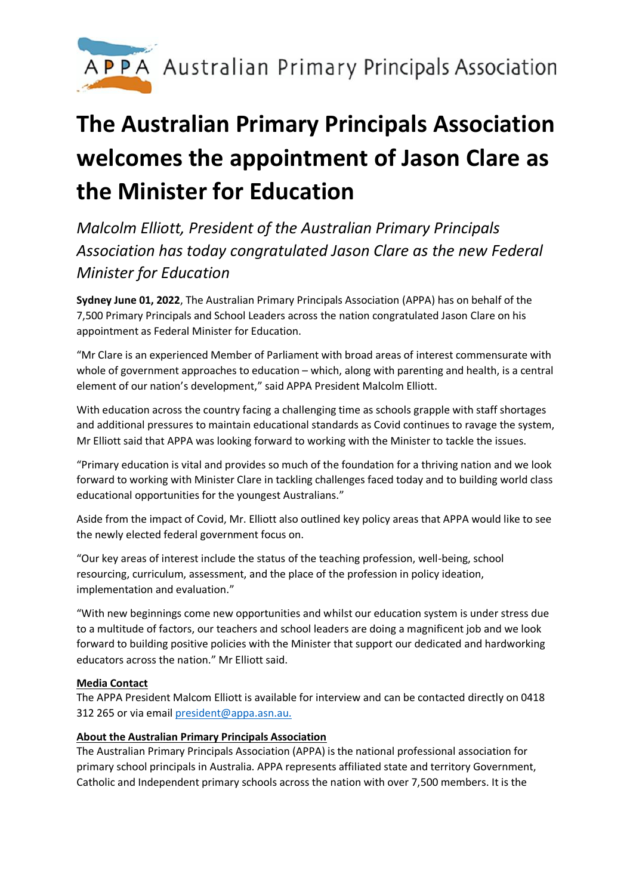APPA Australian Primary Principals Association

# The Australian Primary Principals Association welcomes the appointment of Jason Clare as the Minister for Education

*Malcolm Elliott, President of the Australian Primary Principals Association has today congratulated Jason Clare as the new Federal Minister for Education*

**Sydney June 01, 2022**, The Australian Primary Principals Association (APPA) has on behalf of the 7,500 Primary Principals and School Leaders across the nation congratulated Jason Clare on his appointment as Federal Minister for Education.

"Mr Clare is an experienced Member of Parliament with broad areas of interest commensurate with whole of government approaches to education – which, along with parenting and health, is a central element of our nation's development," said APPA President Malcolm Elliott.

With education across the country facing a challenging time as schools grapple with staff shortages and additional pressures to maintain educational standards as Covid continues to ravage the system, Mr Elliott said that APPA was looking forward to working with the Minister to tackle the issues.

"Primary education is vital and provides so much of the foundation for a thriving nation and we look forward to working with Minister Clare in tackling challenges faced today and to building world class educational opportunities for the youngest Australians."

Aside from the impact of Covid, Mr. Elliott also outlined key policy areas that APPA would like to see the newly elected federal government focus on.

"Our key areas of interest include the status of the teaching profession, well-being, school resourcing, curriculum, assessment, and the place of the profession in policy ideation, implementation and evaluation."

"With new beginnings come new opportunities and whilst our education system is under stress due to a multitude of factors, our teachers and school leaders are doing a magnificent job and we look forward to building positive policies with the Minister that support our dedicated and hardworking educators across the nation." Mr Elliott said.

**Media Contact**

The APPA President Malcom Elliott is available for interview and can be contacted directly on 0418 312 265 or via email president@appa.asn.au.

**About the Australian Primary Principals Association**

The Australian Primary Principals Association (APPA) is the national professional association for primary school principals in Australia. APPA represents affiliated state and territory Government, Catholic and Independent primary schools across the nation with over 7,500 members. It is the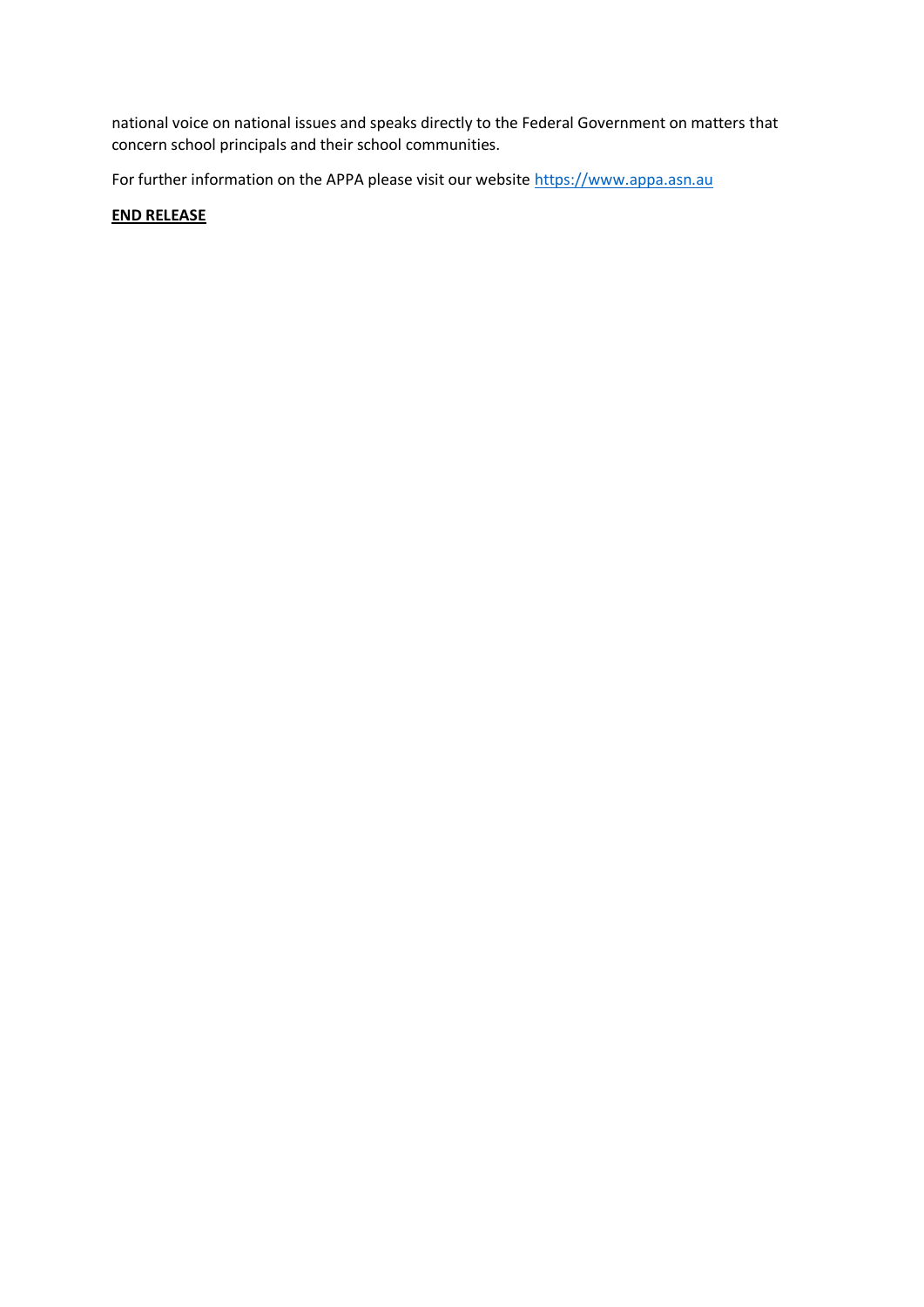national voice on national issues and speaks directly to the Federal Government on matters that concern school principals and their school communities.

For further information on the APPA please visit our website [https://www.appa.asn.au](https://www.appa.asn.au)

**END RELEASE**